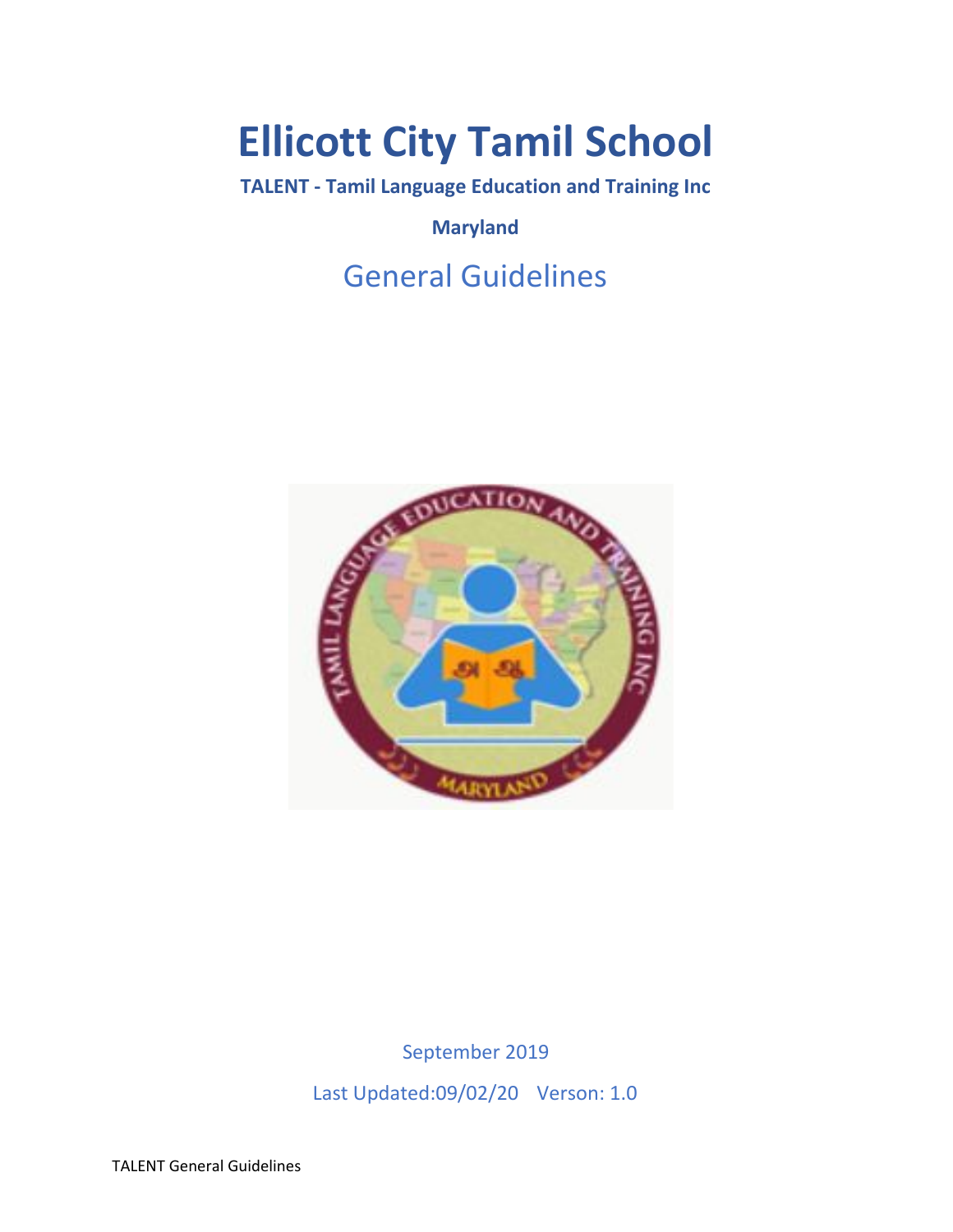# Ellicott City Tamil School

**TALENT - Tamil Language Education and Training Inc**

**Maryland**

## General Guidelines

September 2019

Last Updated:09/02/20 Verson: 1.0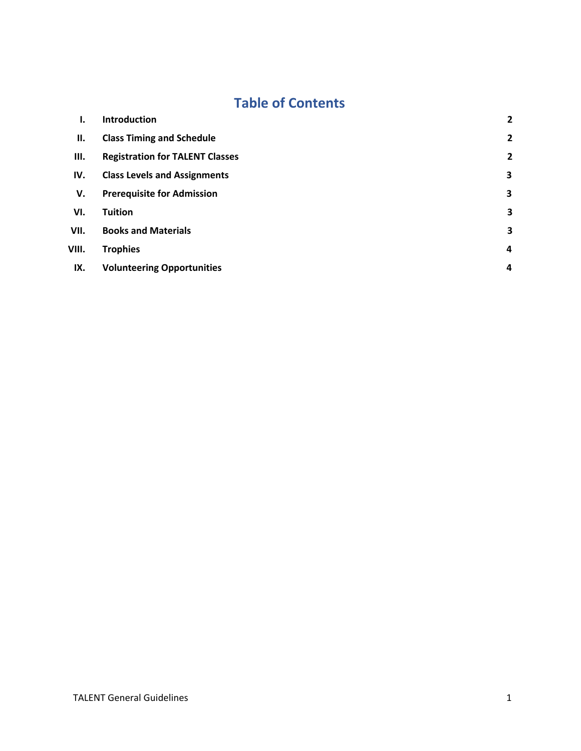# Table of Contents

| | | |
|---|---|---|
| **I.** | **Introduction** | **2** |
| **II.** | **Class Timing and Schedule** | **2** |
| **III.** | **Registration for TALENT Classes** | **2** |
| **IV.** | **Class Levels and Assignments** | **3** |
| **V.** | **Prerequisite for Admission** | **3** |
| **VI.** | **Tuition** | **3** |
| **VII.** | **Books and Materials** | **3** |
| **VIII.** | **Trophies** | **4** |
| **IX.** | **Volunteering Opportunities** | **4** |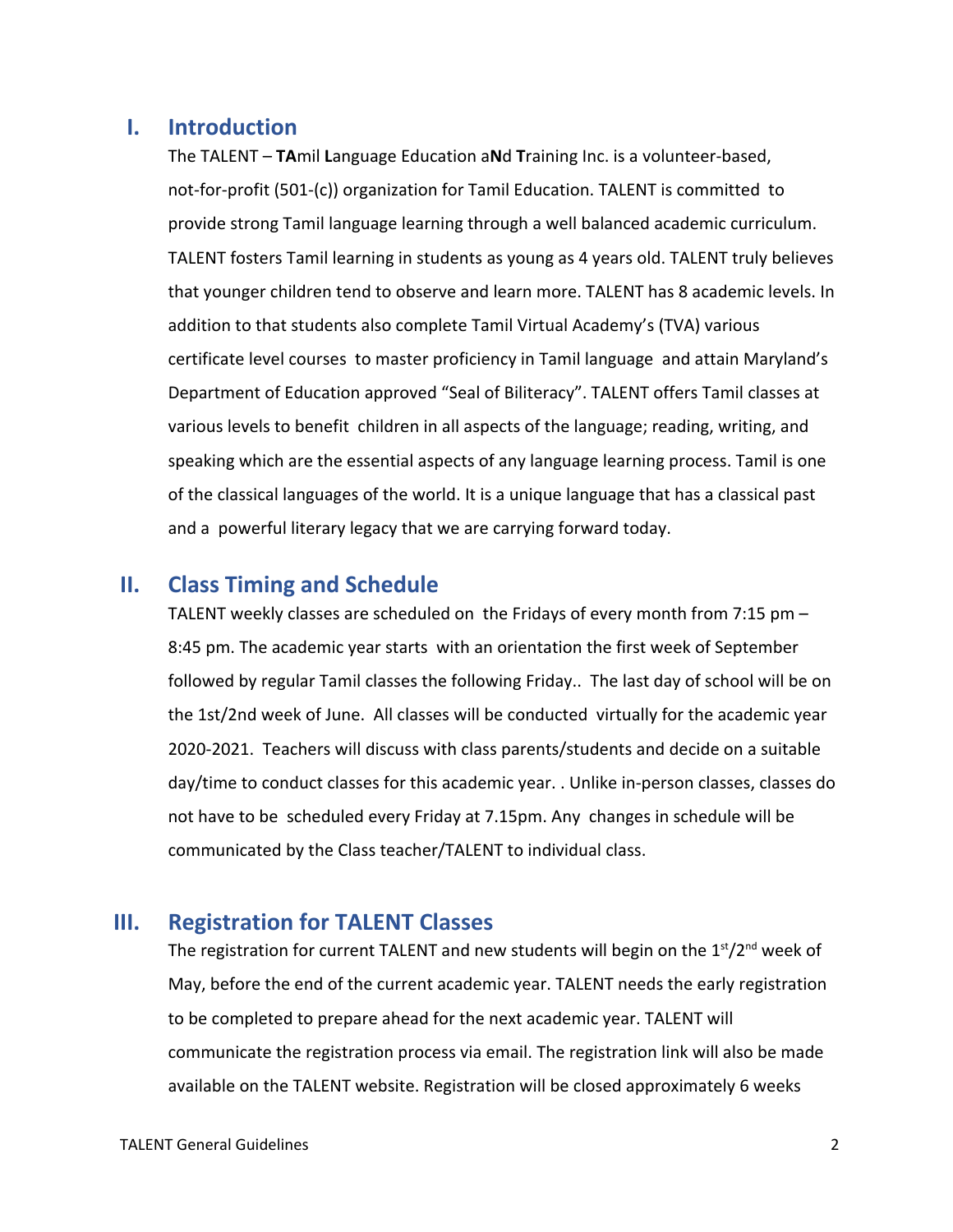## I. Introduction

The TALENT – **TA**mil **L**anguage Education a**N**d **T**raining Inc. is a volunteer-based, not-for-profit (501-(c)) organization for Tamil Education. TALENT is committed to provide strong Tamil language learning through a well balanced academic curriculum. TALENT fosters Tamil learning in students as young as 4 years old. TALENT truly believes that younger children tend to observe and learn more. TALENT has 8 academic levels. In addition to that students also complete Tamil Virtual Academy's (TVA) various certificate level courses to master proficiency in Tamil language and attain Maryland's Department of Education approved "Seal of Biliteracy". TALENT offers Tamil classes at various levels to benefit children in all aspects of the language; reading, writing, and speaking which are the essential aspects of any language learning process. Tamil is one of the classical languages of the world. It is a unique language that has a classical past and a powerful literary legacy that we are carrying forward today.

## II. Class Timing and Schedule

TALENT weekly classes are scheduled on the Fridays of every month from 7:15 pm – 8:45 pm. The academic year starts with an orientation the first week of September followed by regular Tamil classes the following Friday.. The last day of school will be on the 1st/2nd week of June. All classes will be conducted virtually for the academic year 2020-2021. Teachers will discuss with class parents/students and decide on a suitable day/time to conduct classes for this academic year. . Unlike in-person classes, classes do not have to be scheduled every Friday at 7.15pm. Any changes in schedule will be communicated by the Class teacher/TALENT to individual class.

## III. Registration for TALENT Classes

The registration for current TALENT and new students will begin on the 1st/2nd week of May, before the end of the current academic year. TALENT needs the early registration to be completed to prepare ahead for the next academic year. TALENT will communicate the registration process via email. The registration link will also be made available on the TALENT website. Registration will be closed approximately 6 weeks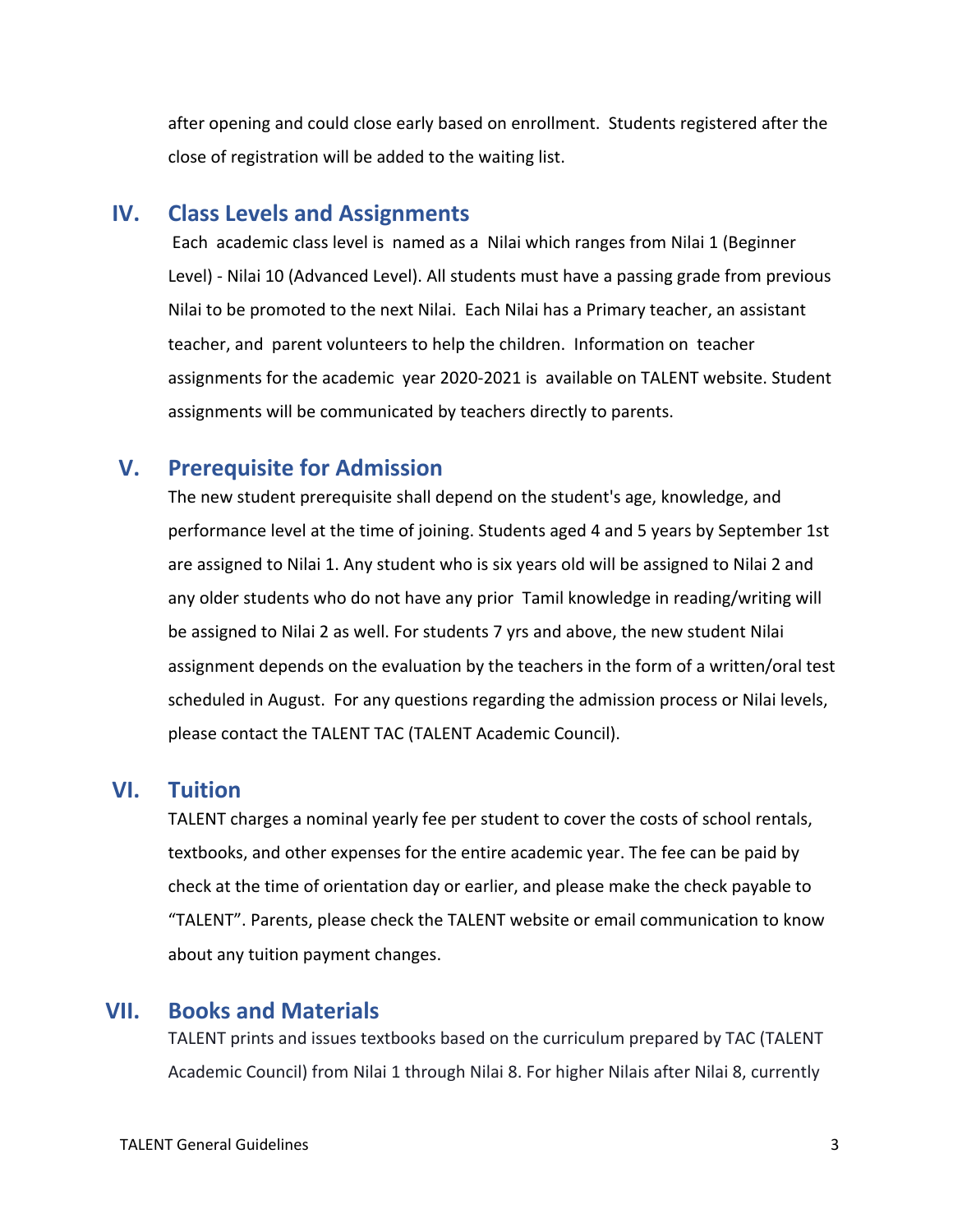after opening and could close early based on enrollment. Students registered after the close of registration will be added to the waiting list.

## IV. Class Levels and Assignments

Each academic class level is named as a Nilai which ranges from Nilai 1 (Beginner Level) - Nilai 10 (Advanced Level). All students must have a passing grade from previous Nilai to be promoted to the next Nilai. Each Nilai has a Primary teacher, an assistant teacher, and parent volunteers to help the children. Information on teacher assignments for the academic year 2020-2021 is available on TALENT website. Student assignments will be communicated by teachers directly to parents.

## V. Prerequisite for Admission

The new student prerequisite shall depend on the student's age, knowledge, and performance level at the time of joining. Students aged 4 and 5 years by September 1st are assigned to Nilai 1. Any student who is six years old will be assigned to Nilai 2 and any older students who do not have any prior Tamil knowledge in reading/writing will be assigned to Nilai 2 as well. For students 7 yrs and above, the new student Nilai assignment depends on the evaluation by the teachers in the form of a written/oral test scheduled in August. For any questions regarding the admission process or Nilai levels, please contact the TALENT TAC (TALENT Academic Council).

## VI. Tuition

TALENT charges a nominal yearly fee per student to cover the costs of school rentals, textbooks, and other expenses for the entire academic year. The fee can be paid by check at the time of orientation day or earlier, and please make the check payable to "TALENT". Parents, please check the TALENT website or email communication to know about any tuition payment changes.

## VII. Books and Materials

TALENT prints and issues textbooks based on the curriculum prepared by TAC (TALENT Academic Council) from Nilai 1 through Nilai 8. For higher Nilais after Nilai 8, currently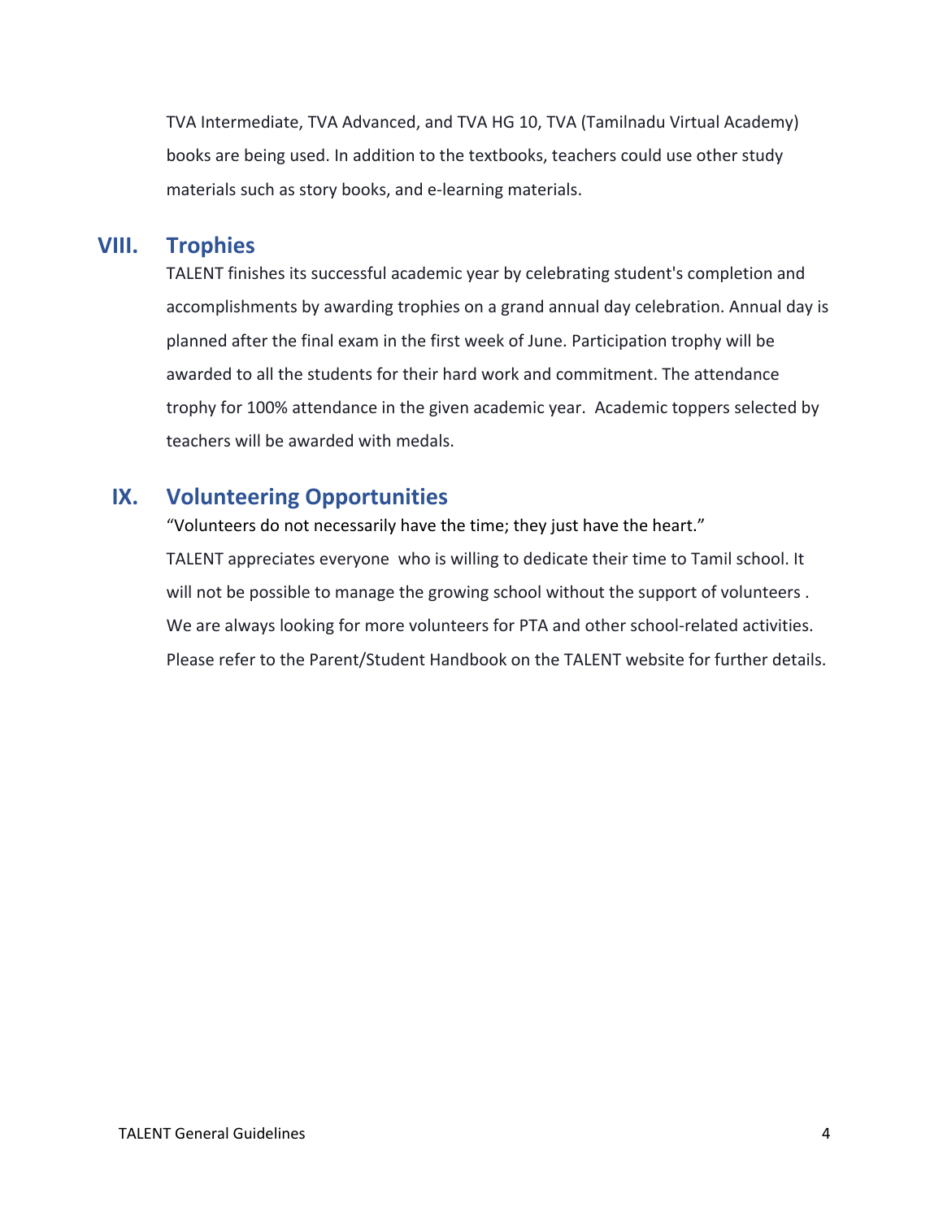TVA Intermediate, TVA Advanced, and TVA HG 10, TVA (Tamilnadu Virtual Academy) books are being used. In addition to the textbooks, teachers could use other study materials such as story books, and e-learning materials.

## VIII. Trophies

TALENT finishes its successful academic year by celebrating student's completion and accomplishments by awarding trophies on a grand annual day celebration. Annual day is planned after the final exam in the first week of June. Participation trophy will be awarded to all the students for their hard work and commitment. The attendance trophy for 100% attendance in the given academic year. Academic toppers selected by teachers will be awarded with medals.

## IX. Volunteering Opportunities

"Volunteers do not necessarily have the time; they just have the heart."

TALENT appreciates everyone who is willing to dedicate their time to Tamil school. It will not be possible to manage the growing school without the support of volunteers . We are always looking for more volunteers for PTA and other school-related activities. Please refer to the Parent/Student Handbook on the TALENT website for further details.